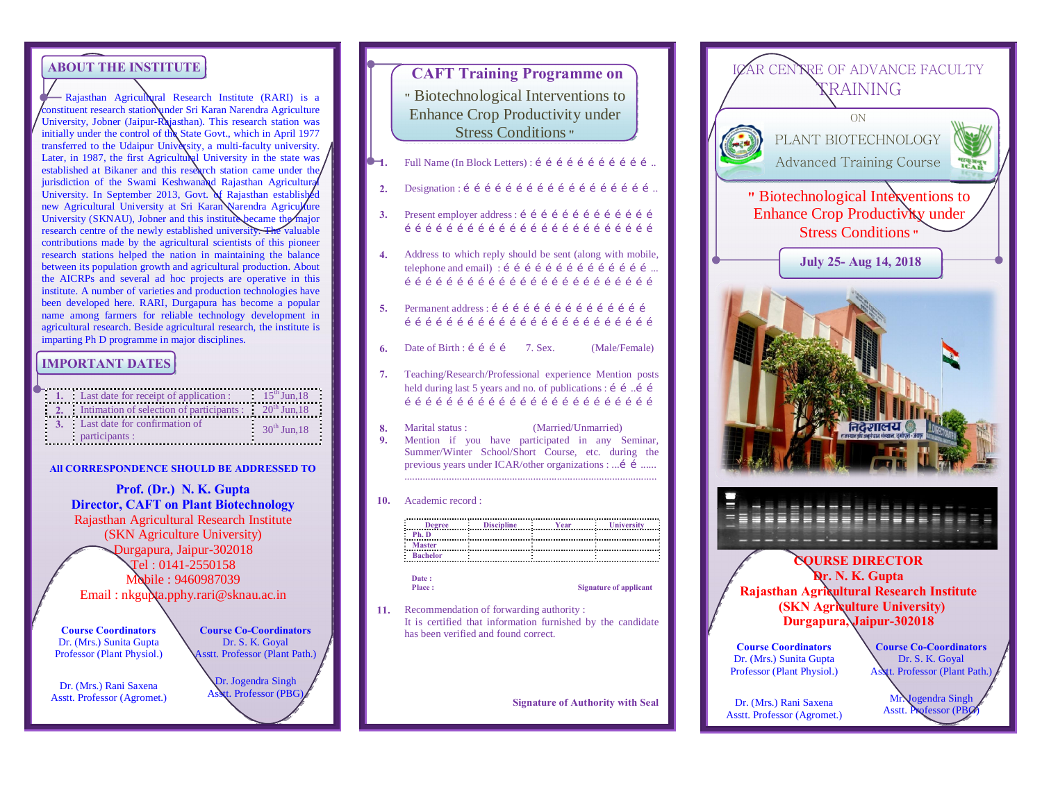## ABOUT THE INSTITUTE

Rajasthan Agricultural Research Institute (RARI) is a constituent research station under Sri Karan Narendra Agriculture University, Jobner (Jaipur-Rajasthan). This research station was initially under the control of the State Govt., which in April 1977 transferred to the Udaipur University, a multi-faculty university. Later, in 1987, the first Agricultural University in the state was established at Bikaner and this research station came under the jurisdiction of the Swami Keshwanand Rajasthan Agricultural University. In September 2013, Govt. of Rajasthan established new Agricultural University at Sri Karan Narendra Agriculture University (SKNAU), Jobner and this institute became the major research centre of the newly established university. The valuable contributions made by the agricultural scientists of this pioneer research stations helped the nation in maintaining the balance between its population growth and agricultural production. About the AICRPs and several ad hoc projects are operative in this institute. A number of varieties and production technologies have been developed here. RARI, Durgapura has become a popular name among farmers for reliable technology development in agricultural research. Beside agricultural research, the institute is imparting Ph D programme in major disciplines.

## IMPORTANT DATES

| | | |
|---|---|---|
| 1. | Last date for receipt of application : | 15th Jun,18 |
| 2. | Intimation of selection of participants : | 20th Jun,18 |
| 3. | Last date for confirmation of participants : | 30th Jun,18 |

**All CORRESPONDENCE SHOULD BE ADDRESSED TO**

**Prof. (Dr.) N. K. Gupta**
**Director, CAFT on Plant Biotechnology**
Rajasthan Agricultural Research Institute
(SKN Agriculture University)
Durgapura, Jaipur-302018
Tel : 0141-2550158
Mobile : 9460987039
Email : nkgupta.pphy.rari@sknau.ac.in

**Course Coordinators**
Dr. (Mrs.) Sunita Gupta
Professor (Plant Physiol.)

Dr. (Mrs.) Rani Saxena
Asstt. Professor (Agromet.)

**Course Co-Coordinators**
Dr. S. K. Goyal
Asstt. Professor (Plant Path.)

Dr. Jogendra Singh
Asstt. Professor (PBG)

## CAFT Training Programme on

" Biotechnological Interventions to Enhance Crop Productivity under Stress Conditions "

1. Full Name (In Block Letters) : ……………………..
2. Designation : ……………………………………..
3. Present employer address : ……………………… ……………………………………………
4. Address to which reply should be sent (along with mobile, telephone and email) : …………………… ……………………………………………
5. Permanent address : …………………………… ……………………………………………
6. Date of Birth : ………  7. Sex. (Male/Female)
7. Teaching/Research/Professional experience Mention posts held during last 5 years and no. of publications : ….…… ……………………………………………
8. Marital status : (Married/Unmarried)
9. Mention if you have participated in any Seminar, Summer/Winter School/Short Course, etc. during the previous years under ICAR/other organizations : ...…… ......
10. Academic record :

| Degree | Discipline | Year | University |
|---|---|---|---|
| Ph. D | | | |
| Master | | | |
| Bachelor | | | |

Date :
Place : Signature of applicant

11. Recommendation of forwarding authority :
It is certified that information furnished by the candidate has been verified and found correct.

**Signature of Authority with Seal**

# ICAR CENTRE OF ADVANCE FACULTY TRAINING

ON

PLANT BIOTECHNOLOGY

Advanced Training Course

" Biotechnological Interventions to Enhance Crop Productivity under Stress Conditions "

**July 25- Aug 14, 2018**

**COURSE DIRECTOR**
**Dr. N. K. Gupta**
**Rajasthan Agricultural Research Institute**
**(SKN Agriculture University)**
**Durgapura, Jaipur-302018**

**Course Coordinators**
Dr. (Mrs.) Sunita Gupta
Professor (Plant Physiol.)

Dr. (Mrs.) Rani Saxena
Asstt. Professor (Agromet.)

**Course Co-Coordinators**
Dr. S. K. Goyal
Asstt. Professor (Plant Path.)

Mr. Jogendra Singh
Asstt. Professor (PBG)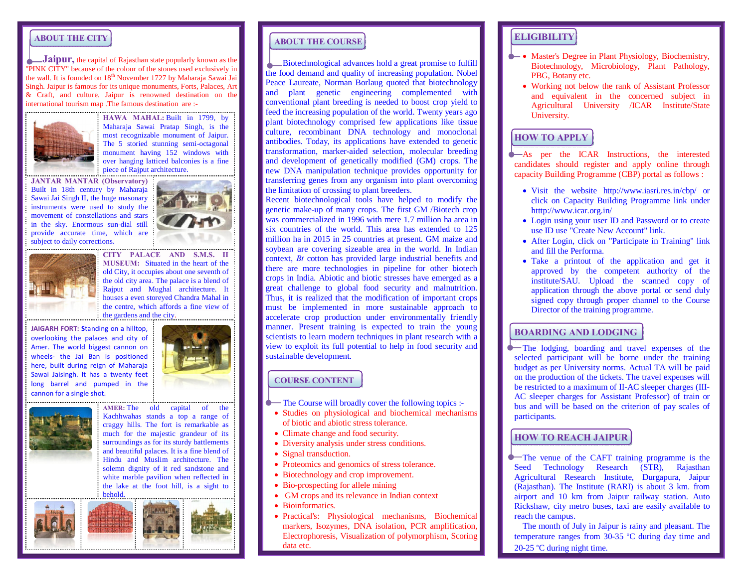## ABOUT THE CITY

**Jaipur,** the capital of Rajasthan state popularly known as the "PINK CITY" because of the colour of the stones used exclusively in the wall. It is founded on 18th November 1727 by Maharaja Sawai Jai Singh. Jaipur is famous for its unique monuments, Forts, Palaces, Art & Craft, and culture. Jaipur is renowned destination on the international tourism map .The famous destination are :-

**HAWA MAHAL:** Built in 1799, by Maharaja Sawai Pratap Singh, is the most recognizable monument of Jaipur. The 5 storied stunning semi-octagonal monument having 152 windows with over hanging latticed balconies is a fine piece of Rajput architecture.

**JANTAR MANTAR (Observatory)** Built in 18th century by Maharaja Sawai Jai Singh II, the huge masonary instruments were used to study the movement of constellations and stars in the sky. Enormous sun-dial still provide accurate time, which are subject to daily corrections.

**CITY PALACE AND S.M.S. II MUSEUM:** Situated in the heart of the old City, it occupies about one seventh of the old city area. The palace is a blend of Rajput and Mughal architecture. It houses a even storeyed Chandra Mahal in the centre, which affords a fine view of the gardens and the city.

**JAIGARH FORT:** Standing on a hilltop, overlooking the palaces and city of Amer. The world biggest cannon on wheels- the Jai Ban is positioned here, built during reign of Maharaja Sawai Jaisingh. It has a twenty feet long barrel and pumped in the cannon for a single shot.

**AMER:** The old capital of the Kachhwahas stands a top a range of craggy hills. The fort is remarkable as much for the majestic grandeur of its surroundings as for its sturdy battlements and beautiful palaces. It is a fine blend of Hindu and Muslim architecture. The solemn dignity of it red sandstone and white marble pavilion when reflected in the lake at the foot hill, is a sight to behold.

## ABOUT THE COURSE

Biotechnological advances hold a great promise to fulfill the food demand and quality of increasing population. Nobel Peace Laureate, Norman Borlaug quoted that biotechnology and plant genetic engineering complemented with conventional plant breeding is needed to boost crop yield to feed the increasing population of the world. Twenty years ago plant biotechnology comprised few applications like tissue culture, recombinant DNA technology and monoclonal antibodies. Today, its applications have extended to genetic transformation, marker-aided selection, molecular breeding and development of genetically modified (GM) crops. The new DNA manipulation technique provides opportunity for transferring genes from any organism into plant overcoming the limitation of crossing to plant breeders.

Recent biotechnological tools have helped to modify the genetic make-up of many crops. The first GM /Biotech crop was commercialized in 1996 with mere 1.7 million ha area in six countries of the world. This area has extended to 125 million ha in 2015 in 25 countries at present. GM maize and soybean are covering sizeable area in the world. In Indian context, *Bt* cotton has provided large industrial benefits and there are more technologies in pipeline for other biotech crops in India. Abiotic and biotic stresses have emerged as a great challenge to global food security and malnutrition. Thus, it is realized that the modification of important crops must be implemented in more sustainable approach to accelerate crop production under environmentally friendly manner. Present training is expected to train the young scientists to learn modern techniques in plant research with a view to exploit its full potential to help in food security and sustainable development.

## COURSE CONTENT

The Course will broadly cover the following topics :-

- Studies on physiological and biochemical mechanisms of biotic and abiotic stress tolerance.
- Climate change and food security.
- Diversity analysis under stress conditions.
- Signal transduction.
- Proteomics and genomics of stress tolerance.
- Biotechnology and crop improvement.
- Bio-prospecting for allele mining
- GM crops and its relevance in Indian context
- Bioinformatics.
- Practical's: Physiological mechanisms, Biochemical markers, Isozymes, DNA isolation, PCR amplification, Electrophoresis, Visualization of polymorphism, Scoring data etc.

## ELIGIBILITY

- Master's Degree in Plant Physiology, Biochemistry, Biotechnology, Microbiology, Plant Pathology, PBG, Botany etc.
- Working not below the rank of Assistant Professor and equivalent in the concerned subject in Agricultural University /ICAR Institute/State University.

## HOW TO APPLY

As per the ICAR Instructions, the interested candidates should register and apply online through capacity Building Programme (CBP) portal as follows :

- Visit the website http://www.iasri.res.in/cbp/ or click on Capacity Building Programme link under htttp://www.icar.org.in/
- Login using your user ID and Password or to create use ID use "Create New Account" link.
- After Login, click on "Participate in Training" link and fill the Performa.
- Take a printout of the application and get it approved by the competent authority of the institute/SAU. Upload the scanned copy of application through the above portal or send duly signed copy through proper channel to the Course Director of the training programme.

## BOARDING AND LODGING

The lodging, boarding and travel expenses of the selected participant will be borne under the training budget as per University norms. Actual TA will be paid on the production of the tickets. The travel expenses will be restricted to a maximum of II-AC sleeper charges (III-AC sleeper charges for Assistant Professor) of train or bus and will be based on the criterion of pay scales of participants.

## HOW TO REACH JAIPUR

The venue of the CAFT training programme is the Seed Technology Research (STR), Rajasthan Agricultural Research Institute, Durgapura, Jaipur (Rajasthan). The Institute (RARI) is about 3 km. from airport and 10 km from Jaipur railway station. Auto Rickshaw, city metro buses, taxi are easily available to reach the campus.

The month of July in Jaipur is rainy and pleasant. The temperature ranges from 30-35 °C during day time and 20-25 °C during night time.